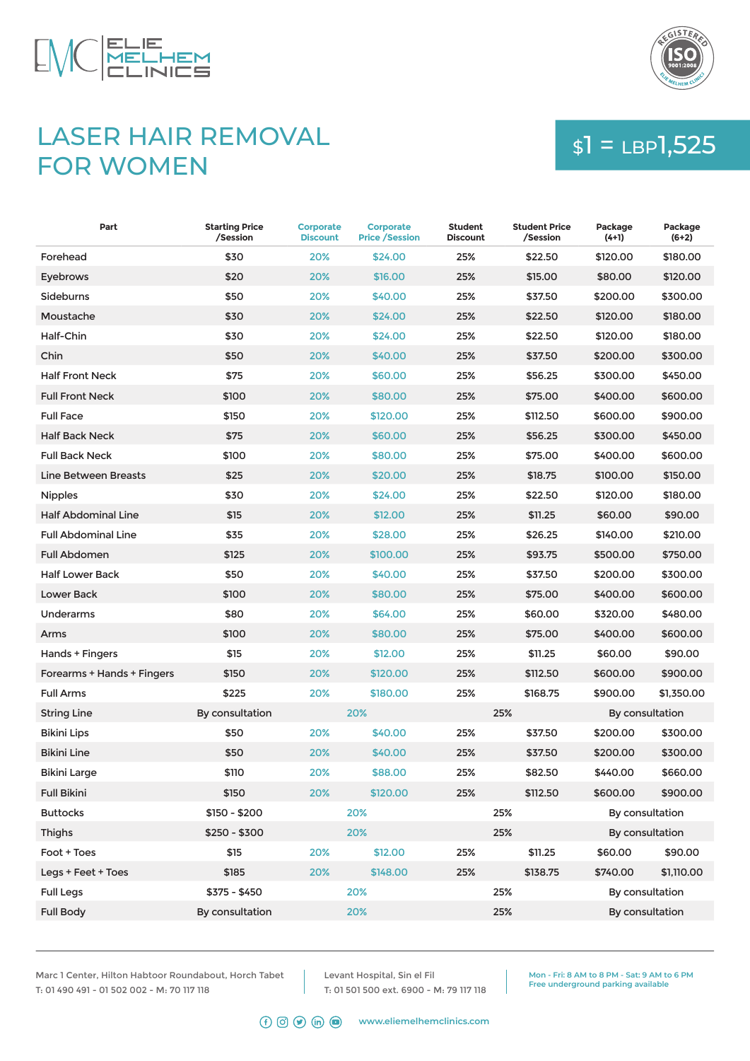ELIE MELHEM CLINICS

# LASER HAIR REMOVAL FOR WOMEN

$1 = LBP1,525

| Part | Starting Price /Session | Corporate Discount | Corporate Price /Session | Student Discount | Student Price /Session | Package (4+1) | Package (6+2) |
|---|---|---|---|---|---|---|---|
| Forehead | $30 | 20% | $24.00 | 25% | $22.50 | $120.00 | $180.00 |
| Eyebrows | $20 | 20% | $16.00 | 25% | $15.00 | $80.00 | $120.00 |
| Sideburns | $50 | 20% | $40.00 | 25% | $37.50 | $200.00 | $300.00 |
| Moustache | $30 | 20% | $24.00 | 25% | $22.50 | $120.00 | $180.00 |
| Half-Chin | $30 | 20% | $24.00 | 25% | $22.50 | $120.00 | $180.00 |
| Chin | $50 | 20% | $40.00 | 25% | $37.50 | $200.00 | $300.00 |
| Half Front Neck | $75 | 20% | $60.00 | 25% | $56.25 | $300.00 | $450.00 |
| Full Front Neck | $100 | 20% | $80.00 | 25% | $75.00 | $400.00 | $600.00 |
| Full Face | $150 | 20% | $120.00 | 25% | $112.50 | $600.00 | $900.00 |
| Half Back Neck | $75 | 20% | $60.00 | 25% | $56.25 | $300.00 | $450.00 |
| Full Back Neck | $100 | 20% | $80.00 | 25% | $75.00 | $400.00 | $600.00 |
| Line Between Breasts | $25 | 20% | $20.00 | 25% | $18.75 | $100.00 | $150.00 |
| Nipples | $30 | 20% | $24.00 | 25% | $22.50 | $120.00 | $180.00 |
| Half Abdominal Line | $15 | 20% | $12.00 | 25% | $11.25 | $60.00 | $90.00 |
| Full Abdominal Line | $35 | 20% | $28.00 | 25% | $26.25 | $140.00 | $210.00 |
| Full Abdomen | $125 | 20% | $100.00 | 25% | $93.75 | $500.00 | $750.00 |
| Half Lower Back | $50 | 20% | $40.00 | 25% | $37.50 | $200.00 | $300.00 |
| Lower Back | $100 | 20% | $80.00 | 25% | $75.00 | $400.00 | $600.00 |
| Underarms | $80 | 20% | $64.00 | 25% | $60.00 | $320.00 | $480.00 |
| Arms | $100 | 20% | $80.00 | 25% | $75.00 | $400.00 | $600.00 |
| Hands + Fingers | $15 | 20% | $12.00 | 25% | $11.25 | $60.00 | $90.00 |
| Forearms + Hands + Fingers | $150 | 20% | $120.00 | 25% | $112.50 | $600.00 | $900.00 |
| Full Arms | $225 | 20% | $180.00 | 25% | $168.75 | $900.00 | $1,350.00 |
| String Line | By consultation | 20% | | 25% | | By consultation | |
| Bikini Lips | $50 | 20% | $40.00 | 25% | $37.50 | $200.00 | $300.00 |
| Bikini Line | $50 | 20% | $40.00 | 25% | $37.50 | $200.00 | $300.00 |
| Bikini Large | $110 | 20% | $88.00 | 25% | $82.50 | $440.00 | $660.00 |
| Full Bikini | $150 | 20% | $120.00 | 25% | $112.50 | $600.00 | $900.00 |
| Buttocks | $150 - $200 | 20% | | 25% | | By consultation | |
| Thighs | $250 - $300 | 20% | | 25% | | By consultation | |
| Foot + Toes | $15 | 20% | $12.00 | 25% | $11.25 | $60.00 | $90.00 |
| Legs + Feet + Toes | $185 | 20% | $148.00 | 25% | $138.75 | $740.00 | $1,110.00 |
| Full Legs | $375 - $450 | 20% | | 25% | | By consultation | |
| Full Body | By consultation | 20% | | 25% | | By consultation | |

Marc 1 Center, Hilton Habtoor Roundabout, Horch Tabet
T: 01 490 491 - 01 502 002 - M: 70 117 118

Levant Hospital, Sin el Fil
T: 01 501 500 ext. 6900 - M: 79 117 118

Mon - Fri: 8 AM to 8 PM - Sat: 9 AM to 6 PM
Free underground parking available

www.eliemelhemclinics.com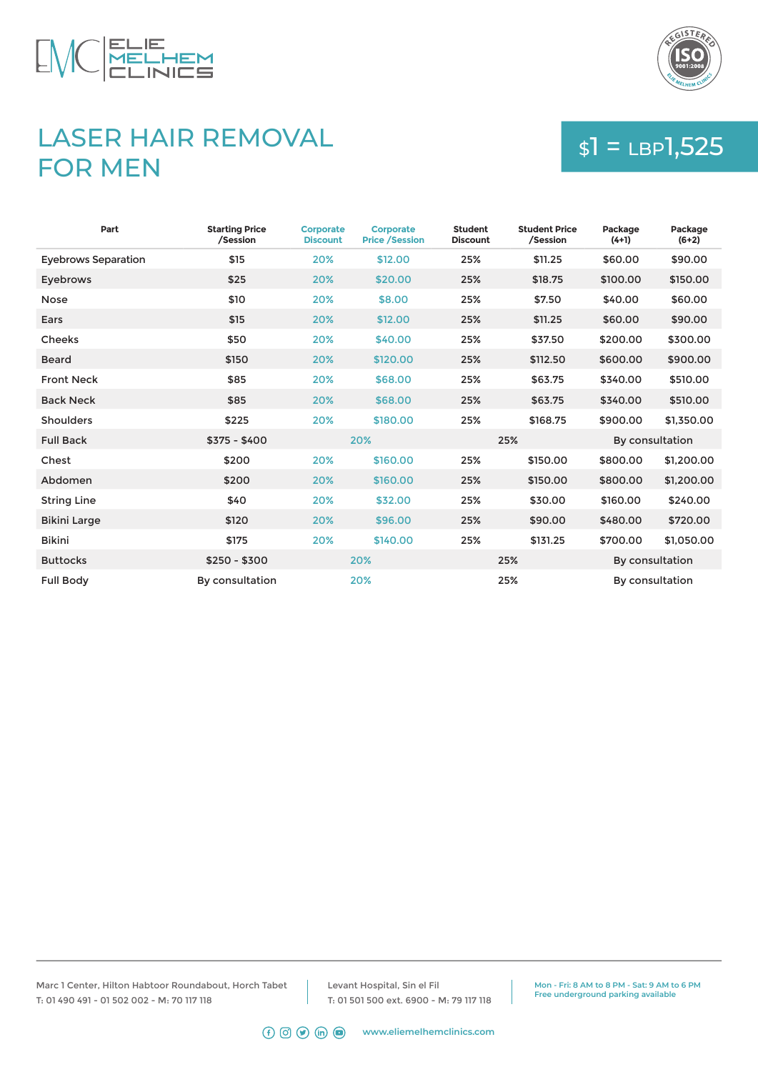# LASER HAIR REMOVAL FOR MEN

$1 = LBP1,525

| Part | Starting Price /Session | Corporate Discount | Corporate Price /Session | Student Discount | Student Price /Session | Package (4+1) | Package (6+2) |
|---|---|---|---|---|---|---|---|
| Eyebrows Separation | $15 | 20% | $12.00 | 25% | $11.25 | $60.00 | $90.00 |
| Eyebrows | $25 | 20% | $20.00 | 25% | $18.75 | $100.00 | $150.00 |
| Nose | $10 | 20% | $8.00 | 25% | $7.50 | $40.00 | $60.00 |
| Ears | $15 | 20% | $12.00 | 25% | $11.25 | $60.00 | $90.00 |
| Cheeks | $50 | 20% | $40.00 | 25% | $37.50 | $200.00 | $300.00 |
| Beard | $150 | 20% | $120.00 | 25% | $112.50 | $600.00 | $900.00 |
| Front Neck | $85 | 20% | $68.00 | 25% | $63.75 | $340.00 | $510.00 |
| Back Neck | $85 | 20% | $68.00 | 25% | $63.75 | $340.00 | $510.00 |
| Shoulders | $225 | 20% | $180.00 | 25% | $168.75 | $900.00 | $1,350.00 |
| Full Back | $375 - $400 | 20% | | 25% | | By consultation | |
| Chest | $200 | 20% | $160.00 | 25% | $150.00 | $800.00 | $1,200.00 |
| Abdomen | $200 | 20% | $160.00 | 25% | $150.00 | $800.00 | $1,200.00 |
| String Line | $40 | 20% | $32.00 | 25% | $30.00 | $160.00 | $240.00 |
| Bikini Large | $120 | 20% | $96.00 | 25% | $90.00 | $480.00 | $720.00 |
| Bikini | $175 | 20% | $140.00 | 25% | $131.25 | $700.00 | $1,050.00 |
| Buttocks | $250 - $300 | 20% | | 25% | | By consultation | |
| Full Body | By consultation | 20% | | 25% | | By consultation | |

Marc 1 Center, Hilton Habtoor Roundabout, Horch Tabet
T: 01 490 491 - 01 502 002 - M: 70 117 118

Levant Hospital, Sin el Fil
T: 01 501 500 ext. 6900 - M: 79 117 118

Mon - Fri: 8 AM to 8 PM - Sat: 9 AM to 6 PM
Free underground parking available

www.eliemelhemclinics.com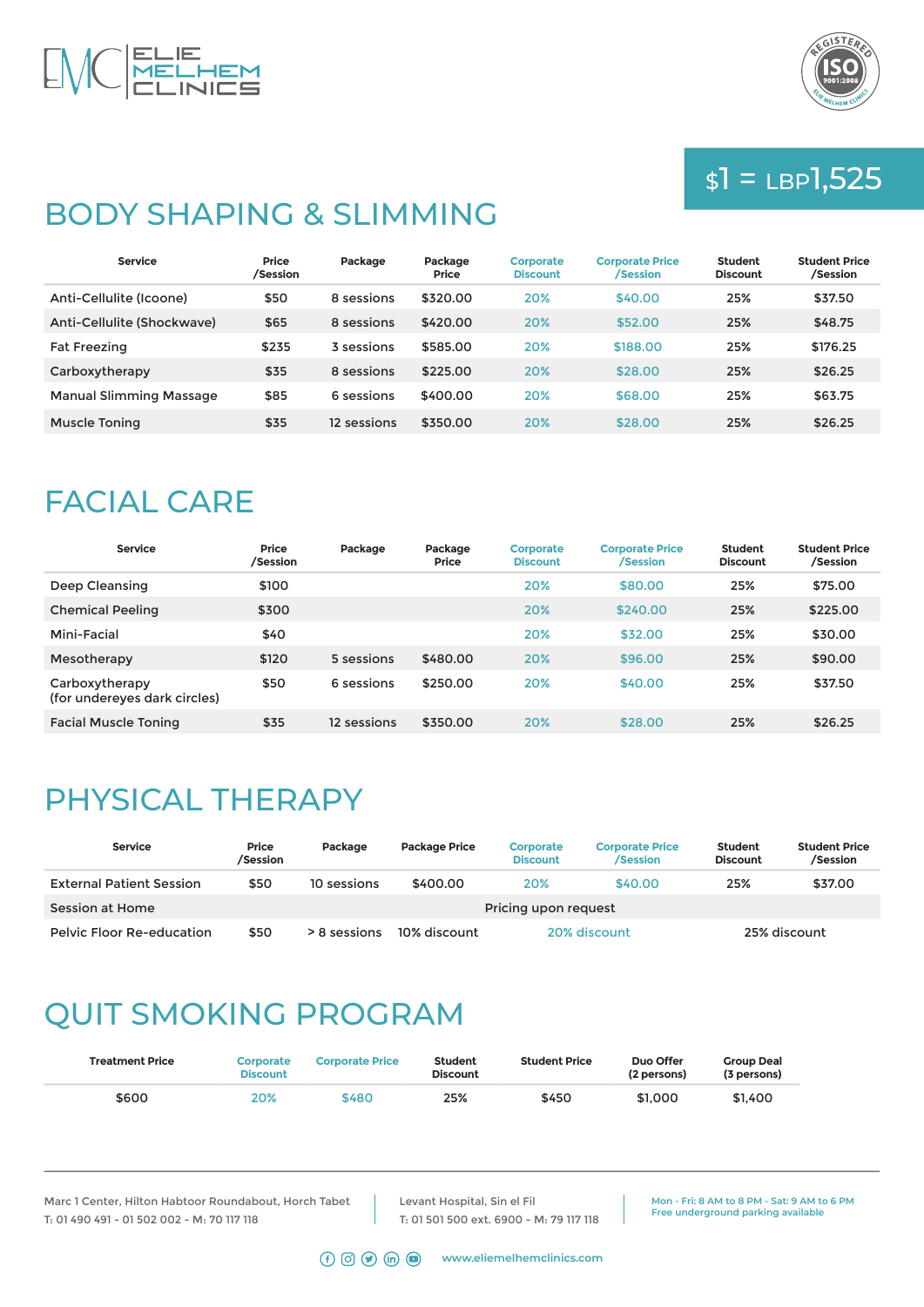$1 = LBP1,525

# BODY SHAPING & SLIMMING

| Service | Price /Session | Package | Package Price | Corporate Discount | Corporate Price /Session | Student Discount | Student Price /Session |
|---|---|---|---|---|---|---|---|
| Anti-Cellulite (Icoone) | $50 | 8 sessions | $320.00 | 20% | $40.00 | 25% | $37.50 |
| Anti-Cellulite (Shockwave) | $65 | 8 sessions | $420.00 | 20% | $52.00 | 25% | $48.75 |
| Fat Freezing | $235 | 3 sessions | $585.00 | 20% | $188.00 | 25% | $176.25 |
| Carboxytherapy | $35 | 8 sessions | $225.00 | 20% | $28.00 | 25% | $26.25 |
| Manual Slimming Massage | $85 | 6 sessions | $400.00 | 20% | $68.00 | 25% | $63.75 |
| Muscle Toning | $35 | 12 sessions | $350.00 | 20% | $28.00 | 25% | $26.25 |

# FACIAL CARE

| Service | Price /Session | Package | Package Price | Corporate Discount | Corporate Price /Session | Student Discount | Student Price /Session |
|---|---|---|---|---|---|---|---|
| Deep Cleansing | $100 | | | 20% | $80.00 | 25% | $75.00 |
| Chemical Peeling | $300 | | | 20% | $240.00 | 25% | $225.00 |
| Mini-Facial | $40 | | | 20% | $32.00 | 25% | $30.00 |
| Mesotherapy | $120 | 5 sessions | $480.00 | 20% | $96.00 | 25% | $90.00 |
| Carboxytherapy (for undereyes dark circles) | $50 | 6 sessions | $250.00 | 20% | $40.00 | 25% | $37.50 |
| Facial Muscle Toning | $35 | 12 sessions | $350.00 | 20% | $28.00 | 25% | $26.25 |

# PHYSICAL THERAPY

| Service | Price /Session | Package | Package Price | Corporate Discount | Corporate Price /Session | Student Discount | Student Price /Session |
|---|---|---|---|---|---|---|---|
| External Patient Session | $50 | 10 sessions | $400.00 | 20% | $40.00 | 25% | $37.00 |
| Session at Home | | | | Pricing upon request | | | |
| Pelvic Floor Re-education | $50 | > 8 sessions | 10% discount | 20% discount | | 25% discount | |

# QUIT SMOKING PROGRAM

| Treatment Price | Corporate Discount | Corporate Price | Student Discount | Student Price | Duo Offer (2 persons) | Group Deal (3 persons) |
|---|---|---|---|---|---|---|
| $600 | 20% | $480 | 25% | $450 | $1,000 | $1,400 |

Marc 1 Center, Hilton Habtoor Roundabout, Horch Tabet
T: 01 490 491 - 01 502 002 - M: 70 117 118

Levant Hospital, Sin el Fil
T: 01 501 500 ext. 6900 - M: 79 117 118

Mon - Fri: 8 AM to 8 PM - Sat: 9 AM to 6 PM
Free underground parking available

www.eliemelhemclinics.com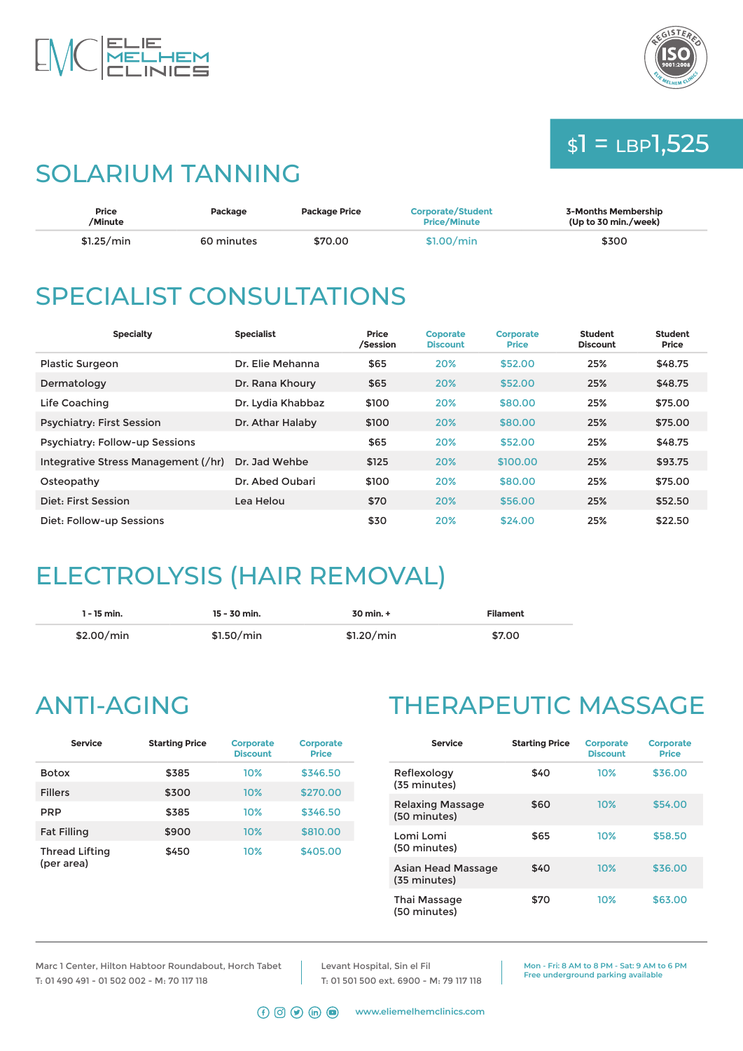ELIE MELHEM CLINICS

$1 = LBP1,525

## SOLARIUM TANNING

| Price /Minute | Package | Package Price | Corporate/Student Price/Minute | 3-Months Membership (Up to 30 min./week) |
|---|---|---|---|---|
| $1.25/min | 60 minutes | $70.00 | $1.00/min | $300 |

## SPECIALIST CONSULTATIONS

| Specialty | Specialist | Price /Session | Coporate Discount | Corporate Price | Student Discount | Student Price |
|---|---|---|---|---|---|---|
| Plastic Surgeon | Dr. Elie Mehanna | $65 | 20% | $52.00 | 25% | $48.75 |
| Dermatology | Dr. Rana Khoury | $65 | 20% | $52.00 | 25% | $48.75 |
| Life Coaching | Dr. Lydia Khabbaz | $100 | 20% | $80.00 | 25% | $75.00 |
| Psychiatry: First Session | Dr. Athar Halaby | $100 | 20% | $80.00 | 25% | $75.00 |
| Psychiatry: Follow-up Sessions | | $65 | 20% | $52.00 | 25% | $48.75 |
| Integrative Stress Management (/hr) | Dr. Jad Wehbe | $125 | 20% | $100.00 | 25% | $93.75 |
| Osteopathy | Dr. Abed Oubari | $100 | 20% | $80.00 | 25% | $75.00 |
| Diet: First Session | Lea Helou | $70 | 20% | $56.00 | 25% | $52.50 |
| Diet: Follow-up Sessions | | $30 | 20% | $24.00 | 25% | $22.50 |

## ELECTROLYSIS (HAIR REMOVAL)

| 1 - 15 min. | 15 - 30 min. | 30 min. + | Filament |
|---|---|---|---|
| $2.00/min | $1.50/min | $1.20/min | $7.00 |

## ANTI-AGING

| Service | Starting Price | Corporate Discount | Corporate Price |
|---|---|---|---|
| Botox | $385 | 10% | $346.50 |
| Fillers | $300 | 10% | $270.00 |
| PRP | $385 | 10% | $346.50 |
| Fat Filling | $900 | 10% | $810.00 |
| Thread Lifting (per area) | $450 | 10% | $405.00 |

## THERAPEUTIC MASSAGE

| Service | Starting Price | Corporate Discount | Corporate Price |
|---|---|---|---|
| Reflexology (35 minutes) | $40 | 10% | $36.00 |
| Relaxing Massage (50 minutes) | $60 | 10% | $54.00 |
| Lomi Lomi (50 minutes) | $65 | 10% | $58.50 |
| Asian Head Massage (35 minutes) | $40 | 10% | $36.00 |
| Thai Massage (50 minutes) | $70 | 10% | $63.00 |

Marc 1 Center, Hilton Habtoor Roundabout, Horch Tabet
T: 01 490 491 - 01 502 002 - M: 70 117 118

Levant Hospital, Sin el Fil
T: 01 501 500 ext. 6900 - M: 79 117 118

Mon - Fri: 8 AM to 8 PM - Sat: 9 AM to 6 PM
Free underground parking available

www.eliemelhemclinics.com